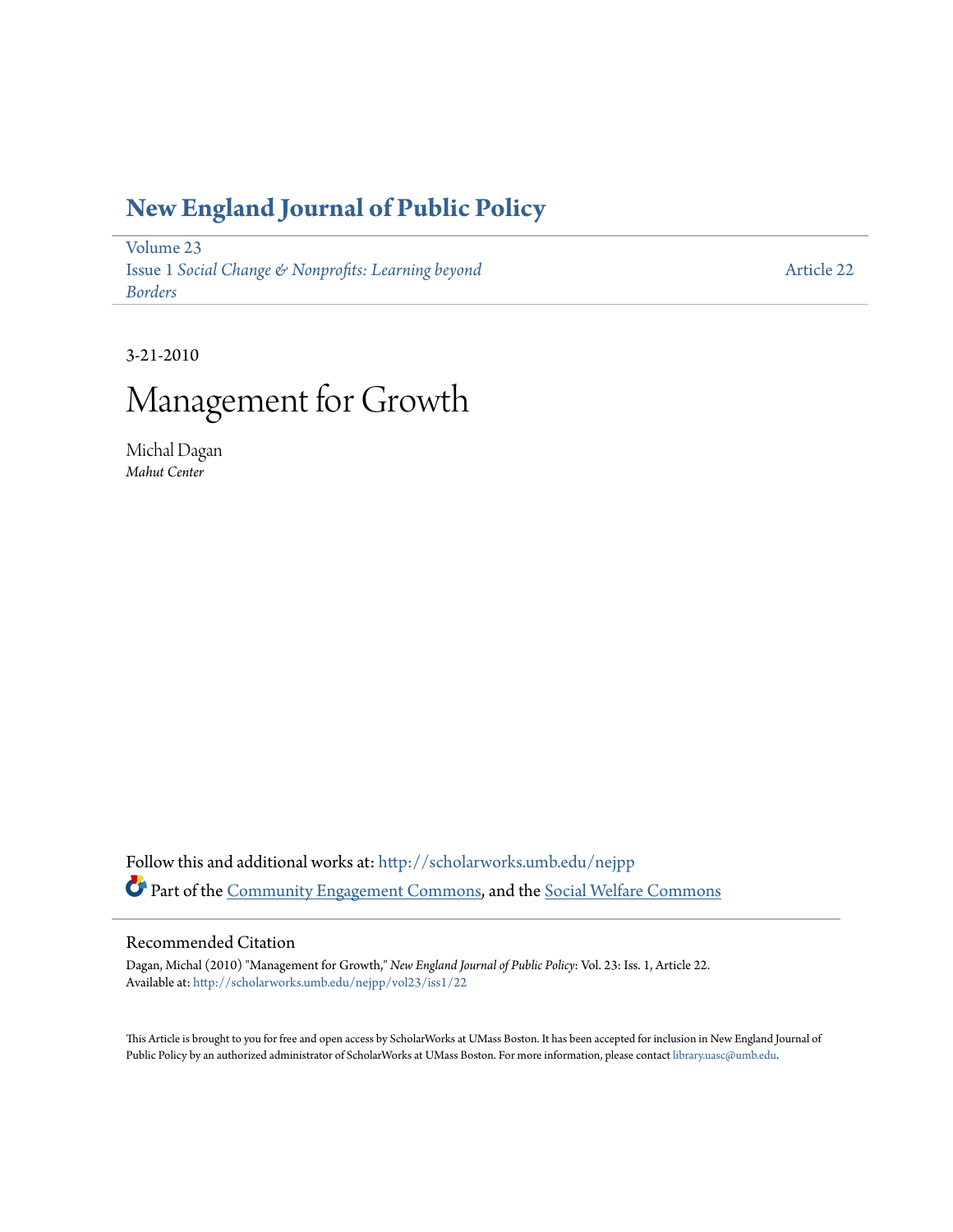# New England Journal of Public Policy

Volume 23
Issue 1 *Social Change & Nonprofits: Learning beyond Borders*

Article 22

3-21-2010

# Management for Growth

Michal Dagan
*Mahut Center*

Follow this and additional works at: http://scholarworks.umb.edu/nejpp

Part of the Community Engagement Commons, and the Social Welfare Commons

## Recommended Citation

Dagan, Michal (2010) "Management for Growth," *New England Journal of Public Policy*: Vol. 23: Iss. 1, Article 22.
Available at: http://scholarworks.umb.edu/nejpp/vol23/iss1/22

This Article is brought to you for free and open access by ScholarWorks at UMass Boston. It has been accepted for inclusion in New England Journal of Public Policy by an authorized administrator of ScholarWorks at UMass Boston. For more information, please contact library.uasc@umb.edu.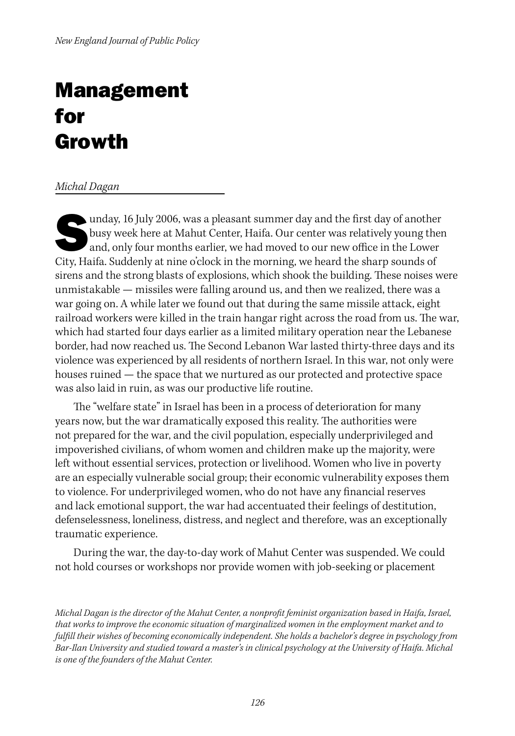# Management for Growth

*Michal Dagan*

Sunday, 16 July 2006, was a pleasant summer day and the first day of another busy week here at Mahut Center, Haifa. Our center was relatively young then and, only four months earlier, we had moved to our new office in the Lower City, Haifa. Suddenly at nine o'clock in the morning, we heard the sharp sounds of sirens and the strong blasts of explosions, which shook the building. These noises were unmistakable — missiles were falling around us, and then we realized, there was a war going on. A while later we found out that during the same missile attack, eight railroad workers were killed in the train hangar right across the road from us. The war, which had started four days earlier as a limited military operation near the Lebanese border, had now reached us. The Second Lebanon War lasted thirty-three days and its violence was experienced by all residents of northern Israel. In this war, not only were houses ruined — the space that we nurtured as our protected and protective space was also laid in ruin, as was our productive life routine.

The "welfare state" in Israel has been in a process of deterioration for many years now, but the war dramatically exposed this reality. The authorities were not prepared for the war, and the civil population, especially underprivileged and impoverished civilians, of whom women and children make up the majority, were left without essential services, protection or livelihood. Women who live in poverty are an especially vulnerable social group; their economic vulnerability exposes them to violence. For underprivileged women, who do not have any financial reserves and lack emotional support, the war had accentuated their feelings of destitution, defenselessness, loneliness, distress, and neglect and therefore, was an exceptionally traumatic experience.

During the war, the day-to-day work of Mahut Center was suspended. We could not hold courses or workshops nor provide women with job-seeking or placement

*Michal Dagan is the director of the Mahut Center, a nonprofit feminist organization based in Haifa, Israel, that works to improve the economic situation of marginalized women in the employment market and to fulfill their wishes of becoming economically independent. She holds a bachelor's degree in psychology from Bar-Ilan University and studied toward a master's in clinical psychology at the University of Haifa. Michal is one of the founders of the Mahut Center.*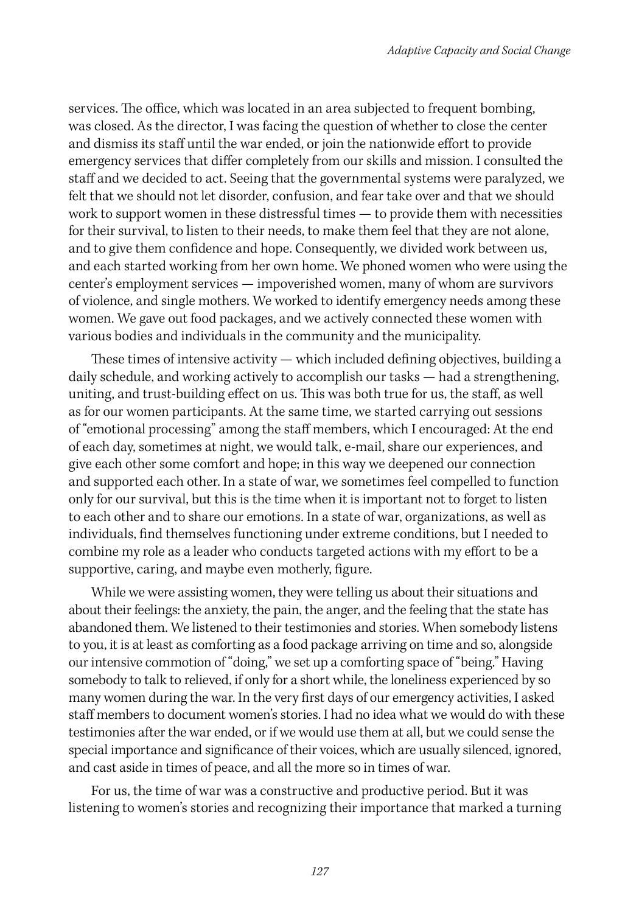services. The office, which was located in an area subjected to frequent bombing, was closed. As the director, I was facing the question of whether to close the center and dismiss its staff until the war ended, or join the nationwide effort to provide emergency services that differ completely from our skills and mission. I consulted the staff and we decided to act. Seeing that the governmental systems were paralyzed, we felt that we should not let disorder, confusion, and fear take over and that we should work to support women in these distressful times — to provide them with necessities for their survival, to listen to their needs, to make them feel that they are not alone, and to give them confidence and hope. Consequently, we divided work between us, and each started working from her own home. We phoned women who were using the center's employment services — impoverished women, many of whom are survivors of violence, and single mothers. We worked to identify emergency needs among these women. We gave out food packages, and we actively connected these women with various bodies and individuals in the community and the municipality.

These times of intensive activity — which included defining objectives, building a daily schedule, and working actively to accomplish our tasks — had a strengthening, uniting, and trust-building effect on us. This was both true for us, the staff, as well as for our women participants. At the same time, we started carrying out sessions of "emotional processing" among the staff members, which I encouraged: At the end of each day, sometimes at night, we would talk, e-mail, share our experiences, and give each other some comfort and hope; in this way we deepened our connection and supported each other. In a state of war, we sometimes feel compelled to function only for our survival, but this is the time when it is important not to forget to listen to each other and to share our emotions. In a state of war, organizations, as well as individuals, find themselves functioning under extreme conditions, but I needed to combine my role as a leader who conducts targeted actions with my effort to be a supportive, caring, and maybe even motherly, figure.

While we were assisting women, they were telling us about their situations and about their feelings: the anxiety, the pain, the anger, and the feeling that the state has abandoned them. We listened to their testimonies and stories. When somebody listens to you, it is at least as comforting as a food package arriving on time and so, alongside our intensive commotion of "doing," we set up a comforting space of "being." Having somebody to talk to relieved, if only for a short while, the loneliness experienced by so many women during the war. In the very first days of our emergency activities, I asked staff members to document women's stories. I had no idea what we would do with these testimonies after the war ended, or if we would use them at all, but we could sense the special importance and significance of their voices, which are usually silenced, ignored, and cast aside in times of peace, and all the more so in times of war.

For us, the time of war was a constructive and productive period. But it was listening to women's stories and recognizing their importance that marked a turning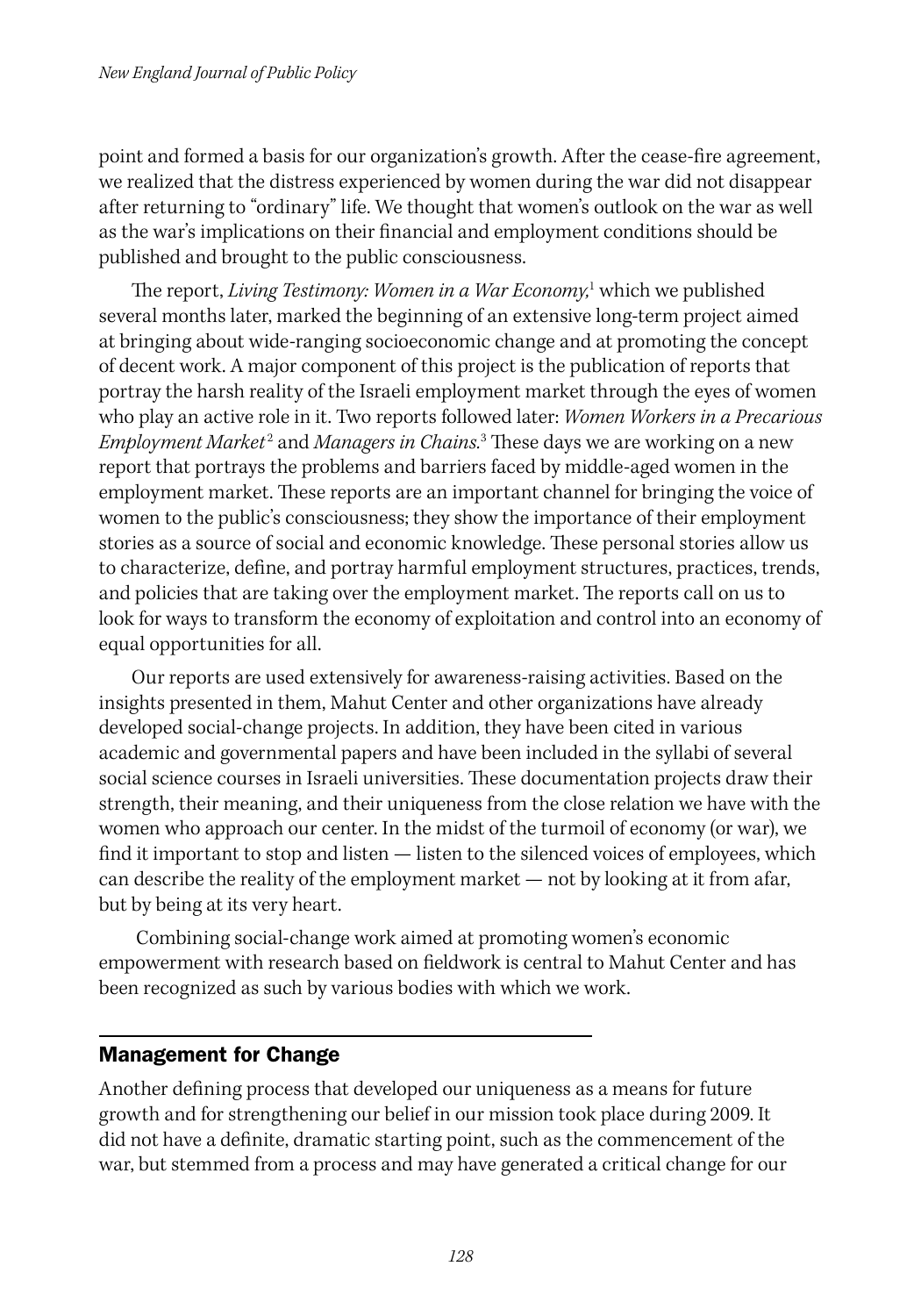point and formed a basis for our organization's growth. After the cease-fire agreement, we realized that the distress experienced by women during the war did not disappear after returning to "ordinary" life. We thought that women's outlook on the war as well as the war's implications on their financial and employment conditions should be published and brought to the public consciousness.

The report, *Living Testimony: Women in a War Economy,*[1] which we published several months later, marked the beginning of an extensive long-term project aimed at bringing about wide-ranging socioeconomic change and at promoting the concept of decent work. A major component of this project is the publication of reports that portray the harsh reality of the Israeli employment market through the eyes of women who play an active role in it. Two reports followed later: *Women Workers in a Precarious Employment Market*[2] and *Managers in Chains.*[3] These days we are working on a new report that portrays the problems and barriers faced by middle-aged women in the employment market. These reports are an important channel for bringing the voice of women to the public's consciousness; they show the importance of their employment stories as a source of social and economic knowledge. These personal stories allow us to characterize, define, and portray harmful employment structures, practices, trends, and policies that are taking over the employment market. The reports call on us to look for ways to transform the economy of exploitation and control into an economy of equal opportunities for all.

Our reports are used extensively for awareness-raising activities. Based on the insights presented in them, Mahut Center and other organizations have already developed social-change projects. In addition, they have been cited in various academic and governmental papers and have been included in the syllabi of several social science courses in Israeli universities. These documentation projects draw their strength, their meaning, and their uniqueness from the close relation we have with the women who approach our center. In the midst of the turmoil of economy (or war), we find it important to stop and listen — listen to the silenced voices of employees, which can describe the reality of the employment market — not by looking at it from afar, but by being at its very heart.

Combining social-change work aimed at promoting women's economic empowerment with research based on fieldwork is central to Mahut Center and has been recognized as such by various bodies with which we work.

## Management for Change

Another defining process that developed our uniqueness as a means for future growth and for strengthening our belief in our mission took place during 2009. It did not have a definite, dramatic starting point, such as the commencement of the war, but stemmed from a process and may have generated a critical change for our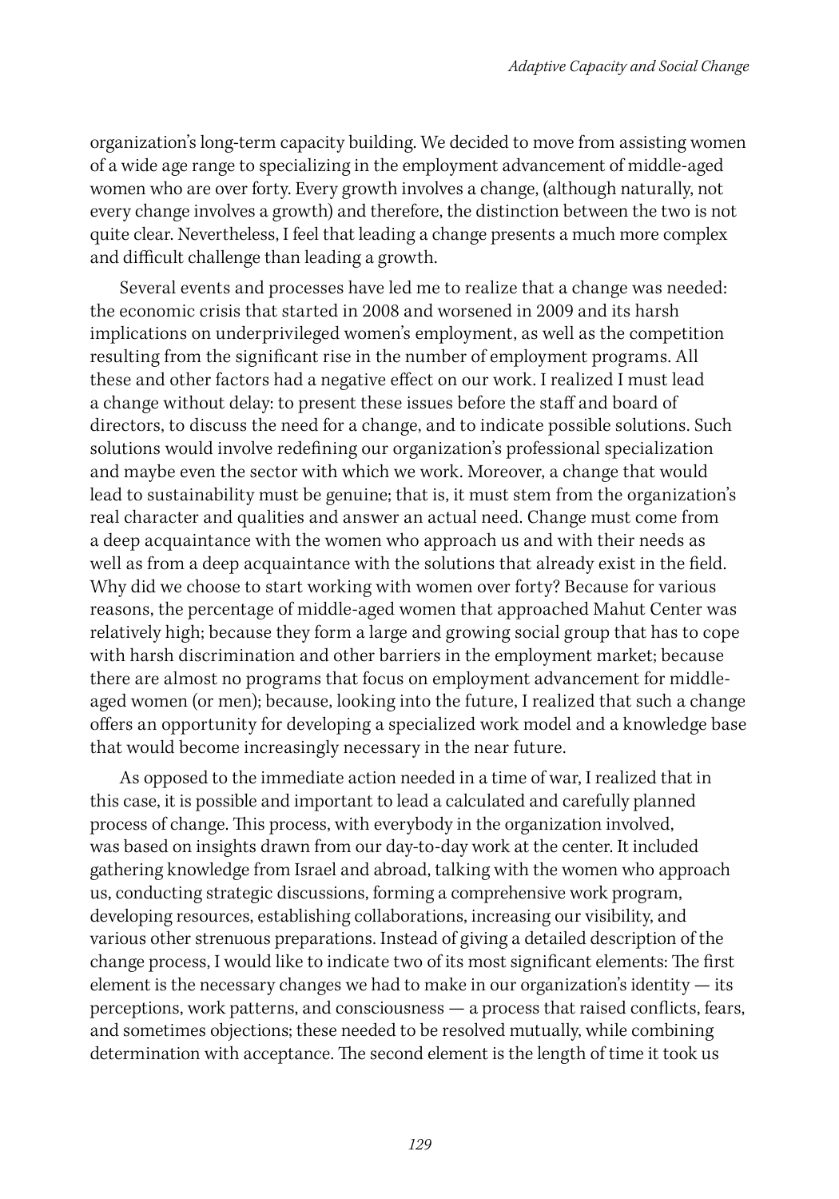organization's long-term capacity building. We decided to move from assisting women of a wide age range to specializing in the employment advancement of middle-aged women who are over forty. Every growth involves a change, (although naturally, not every change involves a growth) and therefore, the distinction between the two is not quite clear. Nevertheless, I feel that leading a change presents a much more complex and difficult challenge than leading a growth.

Several events and processes have led me to realize that a change was needed: the economic crisis that started in 2008 and worsened in 2009 and its harsh implications on underprivileged women's employment, as well as the competition resulting from the significant rise in the number of employment programs. All these and other factors had a negative effect on our work. I realized I must lead a change without delay: to present these issues before the staff and board of directors, to discuss the need for a change, and to indicate possible solutions. Such solutions would involve redefining our organization's professional specialization and maybe even the sector with which we work. Moreover, a change that would lead to sustainability must be genuine; that is, it must stem from the organization's real character and qualities and answer an actual need. Change must come from a deep acquaintance with the women who approach us and with their needs as well as from a deep acquaintance with the solutions that already exist in the field. Why did we choose to start working with women over forty? Because for various reasons, the percentage of middle-aged women that approached Mahut Center was relatively high; because they form a large and growing social group that has to cope with harsh discrimination and other barriers in the employment market; because there are almost no programs that focus on employment advancement for middle-aged women (or men); because, looking into the future, I realized that such a change offers an opportunity for developing a specialized work model and a knowledge base that would become increasingly necessary in the near future.

As opposed to the immediate action needed in a time of war, I realized that in this case, it is possible and important to lead a calculated and carefully planned process of change. This process, with everybody in the organization involved, was based on insights drawn from our day-to-day work at the center. It included gathering knowledge from Israel and abroad, talking with the women who approach us, conducting strategic discussions, forming a comprehensive work program, developing resources, establishing collaborations, increasing our visibility, and various other strenuous preparations. Instead of giving a detailed description of the change process, I would like to indicate two of its most significant elements: The first element is the necessary changes we had to make in our organization's identity — its perceptions, work patterns, and consciousness — a process that raised conflicts, fears, and sometimes objections; these needed to be resolved mutually, while combining determination with acceptance. The second element is the length of time it took us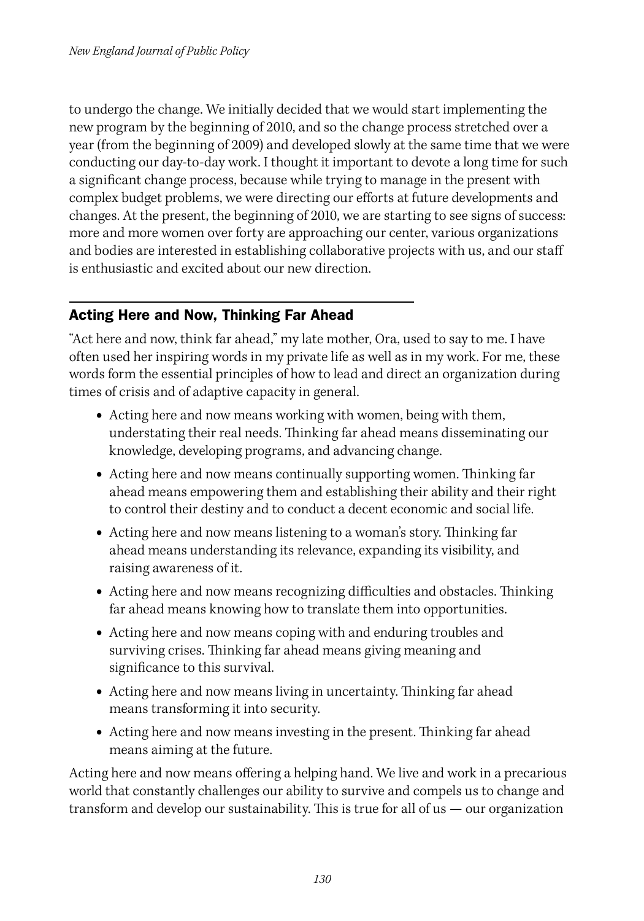to undergo the change. We initially decided that we would start implementing the new program by the beginning of 2010, and so the change process stretched over a year (from the beginning of 2009) and developed slowly at the same time that we were conducting our day-to-day work. I thought it important to devote a long time for such a significant change process, because while trying to manage in the present with complex budget problems, we were directing our efforts at future developments and changes. At the present, the beginning of 2010, we are starting to see signs of success: more and more women over forty are approaching our center, various organizations and bodies are interested in establishing collaborative projects with us, and our staff is enthusiastic and excited about our new direction.

## Acting Here and Now, Thinking Far Ahead

"Act here and now, think far ahead," my late mother, Ora, used to say to me. I have often used her inspiring words in my private life as well as in my work. For me, these words form the essential principles of how to lead and direct an organization during times of crisis and of adaptive capacity in general.

- Acting here and now means working with women, being with them, understating their real needs. Thinking far ahead means disseminating our knowledge, developing programs, and advancing change.
- Acting here and now means continually supporting women. Thinking far ahead means empowering them and establishing their ability and their right to control their destiny and to conduct a decent economic and social life.
- Acting here and now means listening to a woman's story. Thinking far ahead means understanding its relevance, expanding its visibility, and raising awareness of it.
- Acting here and now means recognizing difficulties and obstacles. Thinking far ahead means knowing how to translate them into opportunities.
- Acting here and now means coping with and enduring troubles and surviving crises. Thinking far ahead means giving meaning and significance to this survival.
- Acting here and now means living in uncertainty. Thinking far ahead means transforming it into security.
- Acting here and now means investing in the present. Thinking far ahead means aiming at the future.

Acting here and now means offering a helping hand. We live and work in a precarious world that constantly challenges our ability to survive and compels us to change and transform and develop our sustainability. This is true for all of us — our organization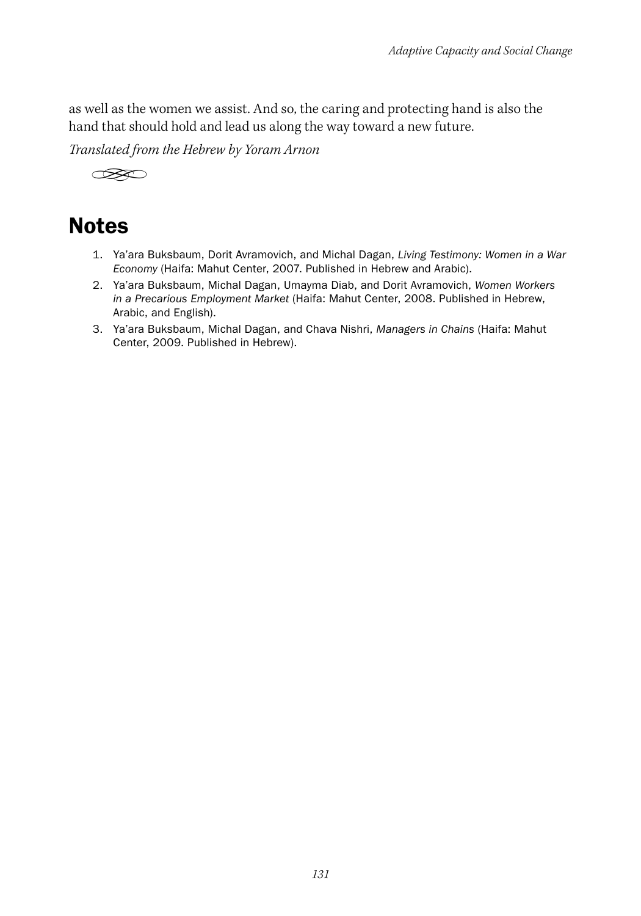as well as the women we assist. And so, the caring and protecting hand is also the hand that should hold and lead us along the way toward a new future.

*Translated from the Hebrew by Yoram Arnon*

## Notes

1. Ya'ara Buksbaum, Dorit Avramovich, and Michal Dagan, *Living Testimony: Women in a War Economy* (Haifa: Mahut Center, 2007. Published in Hebrew and Arabic).
2. Ya'ara Buksbaum, Michal Dagan, Umayma Diab, and Dorit Avramovich, *Women Workers in a Precarious Employment Market* (Haifa: Mahut Center, 2008. Published in Hebrew, Arabic, and English).
3. Ya'ara Buksbaum, Michal Dagan, and Chava Nishri, *Managers in Chains* (Haifa: Mahut Center, 2009. Published in Hebrew).